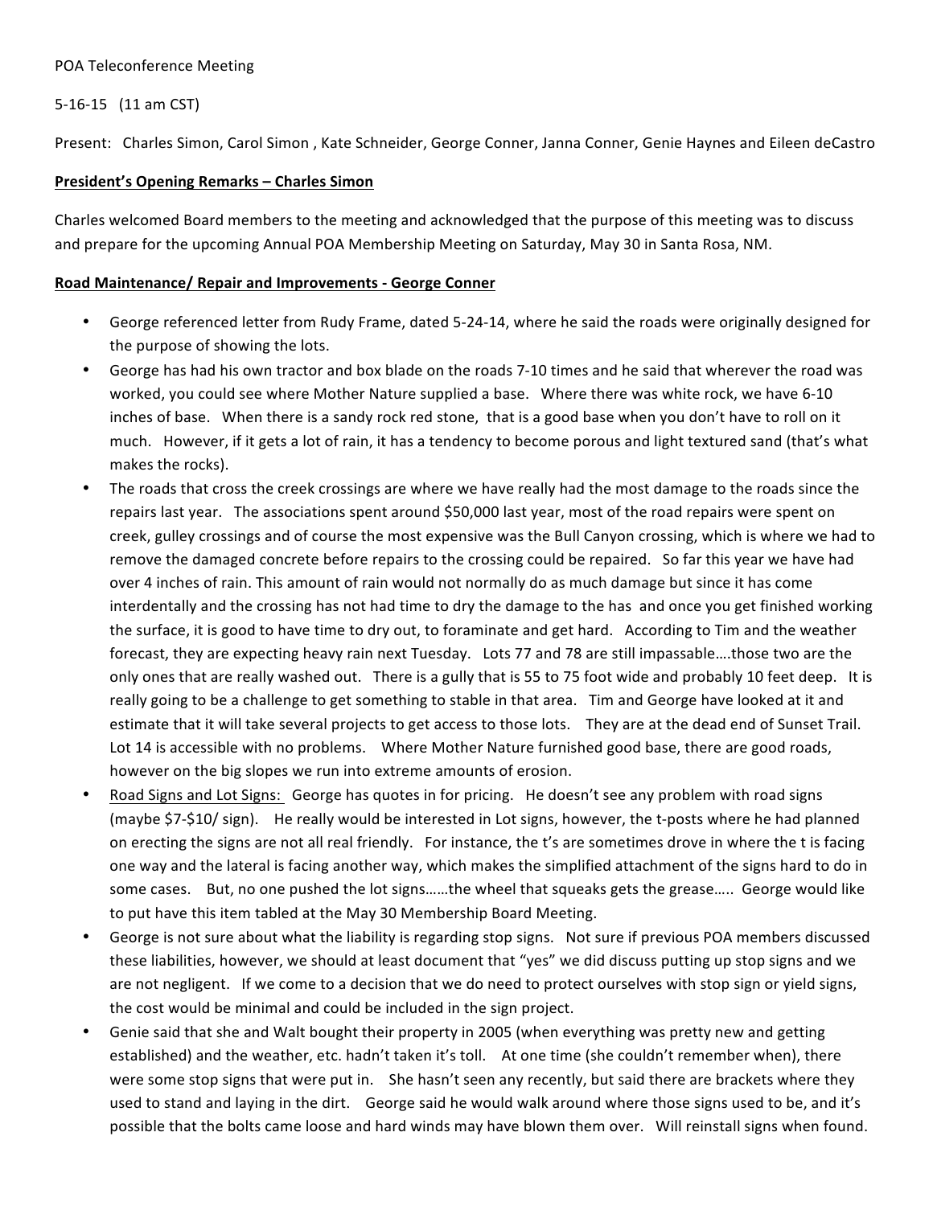POA Teleconference Meeting

5-16-15 (11 am CST)

Present: Charles Simon, Carol Simon , Kate Schneider, George Conner, Janna Conner, Genie Haynes and Eileen deCastro

**President's Opening Remarks – Charles Simon**

Charles welcomed Board members to the meeting and acknowledged that the purpose of this meeting was to discuss and prepare for the upcoming Annual POA Membership Meeting on Saturday, May 30 in Santa Rosa, NM.

**Road Maintenance/ Repair and Improvements - George Conner**

- George referenced letter from Rudy Frame, dated 5-24-14, where he said the roads were originally designed for the purpose of showing the lots.
- George has had his own tractor and box blade on the roads 7-10 times and he said that wherever the road was worked, you could see where Mother Nature supplied a base. Where there was white rock, we have 6-10 inches of base. When there is a sandy rock red stone, that is a good base when you don't have to roll on it much. However, if it gets a lot of rain, it has a tendency to become porous and light textured sand (that's what makes the rocks).
- The roads that cross the creek crossings are where we have really had the most damage to the roads since the repairs last year. The associations spent around $50,000 last year, most of the road repairs were spent on creek, gulley crossings and of course the most expensive was the Bull Canyon crossing, which is where we had to remove the damaged concrete before repairs to the crossing could be repaired. So far this year we have had over 4 inches of rain. This amount of rain would not normally do as much damage but since it has come interdentally and the crossing has not had time to dry the damage to the has and once you get finished working the surface, it is good to have time to dry out, to foraminate and get hard. According to Tim and the weather forecast, they are expecting heavy rain next Tuesday. Lots 77 and 78 are still impassable….those two are the only ones that are really washed out. There is a gully that is 55 to 75 foot wide and probably 10 feet deep. It is really going to be a challenge to get something to stable in that area. Tim and George have looked at it and estimate that it will take several projects to get access to those lots. They are at the dead end of Sunset Trail. Lot 14 is accessible with no problems. Where Mother Nature furnished good base, there are good roads, however on the big slopes we run into extreme amounts of erosion.
- <u>Road Signs and Lot Signs:</u> George has quotes in for pricing. He doesn't see any problem with road signs (maybe $7-$10/ sign). He really would be interested in Lot signs, however, the t-posts where he had planned on erecting the signs are not all real friendly. For instance, the t's are sometimes drove in where the t is facing one way and the lateral is facing another way, which makes the simplified attachment of the signs hard to do in some cases. But, no one pushed the lot signs……the wheel that squeaks gets the grease….. George would like to put have this item tabled at the May 30 Membership Board Meeting.
- George is not sure about what the liability is regarding stop signs. Not sure if previous POA members discussed these liabilities, however, we should at least document that "yes" we did discuss putting up stop signs and we are not negligent. If we come to a decision that we do need to protect ourselves with stop sign or yield signs, the cost would be minimal and could be included in the sign project.
- Genie said that she and Walt bought their property in 2005 (when everything was pretty new and getting established) and the weather, etc. hadn't taken it's toll. At one time (she couldn't remember when), there were some stop signs that were put in. She hasn't seen any recently, but said there are brackets where they used to stand and laying in the dirt. George said he would walk around where those signs used to be, and it's possible that the bolts came loose and hard winds may have blown them over. Will reinstall signs when found.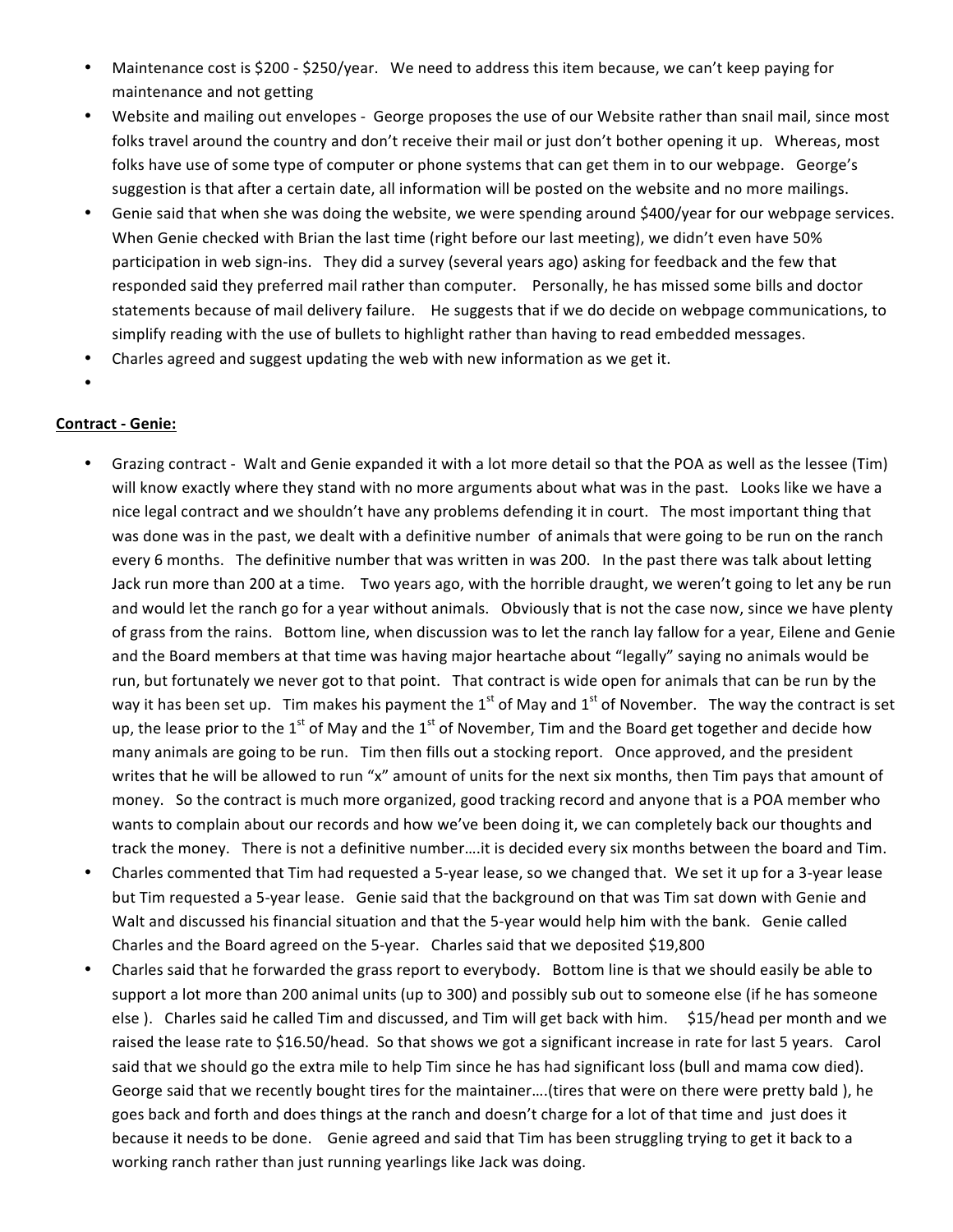- Maintenance cost is $200 - $250/year. We need to address this item because, we can't keep paying for maintenance and not getting
- Website and mailing out envelopes - George proposes the use of our Website rather than snail mail, since most folks travel around the country and don't receive their mail or just don't bother opening it up. Whereas, most folks have use of some type of computer or phone systems that can get them in to our webpage. George's suggestion is that after a certain date, all information will be posted on the website and no more mailings.
- Genie said that when she was doing the website, we were spending around $400/year for our webpage services. When Genie checked with Brian the last time (right before our last meeting), we didn't even have 50% participation in web sign-ins. They did a survey (several years ago) asking for feedback and the few that responded said they preferred mail rather than computer. Personally, he has missed some bills and doctor statements because of mail delivery failure. He suggests that if we do decide on webpage communications, to simplify reading with the use of bullets to highlight rather than having to read embedded messages.
- Charles agreed and suggest updating the web with new information as we get it.
-

**<u>Contract - Genie:</u>**

- Grazing contract - Walt and Genie expanded it with a lot more detail so that the POA as well as the lessee (Tim) will know exactly where they stand with no more arguments about what was in the past. Looks like we have a nice legal contract and we shouldn't have any problems defending it in court. The most important thing that was done was in the past, we dealt with a definitive number of animals that were going to be run on the ranch every 6 months. The definitive number that was written in was 200. In the past there was talk about letting Jack run more than 200 at a time. Two years ago, with the horrible draught, we weren't going to let any be run and would let the ranch go for a year without animals. Obviously that is not the case now, since we have plenty of grass from the rains. Bottom line, when discussion was to let the ranch lay fallow for a year, Eilene and Genie and the Board members at that time was having major heartache about "legally" saying no animals would be run, but fortunately we never got to that point. That contract is wide open for animals that can be run by the way it has been set up. Tim makes his payment the 1st of May and 1st of November. The way the contract is set up, the lease prior to the 1st of May and the 1st of November, Tim and the Board get together and decide how many animals are going to be run. Tim then fills out a stocking report. Once approved, and the president writes that he will be allowed to run "x" amount of units for the next six months, then Tim pays that amount of money. So the contract is much more organized, good tracking record and anyone that is a POA member who wants to complain about our records and how we've been doing it, we can completely back our thoughts and track the money. There is not a definitive number….it is decided every six months between the board and Tim.
- Charles commented that Tim had requested a 5-year lease, so we changed that. We set it up for a 3-year lease but Tim requested a 5-year lease. Genie said that the background on that was Tim sat down with Genie and Walt and discussed his financial situation and that the 5-year would help him with the bank. Genie called Charles and the Board agreed on the 5-year. Charles said that we deposited $19,800
- Charles said that he forwarded the grass report to everybody. Bottom line is that we should easily be able to support a lot more than 200 animal units (up to 300) and possibly sub out to someone else (if he has someone else ). Charles said he called Tim and discussed, and Tim will get back with him. $15/head per month and we raised the lease rate to $16.50/head. So that shows we got a significant increase in rate for last 5 years. Carol said that we should go the extra mile to help Tim since he has had significant loss (bull and mama cow died). George said that we recently bought tires for the maintainer….(tires that were on there were pretty bald ), he goes back and forth and does things at the ranch and doesn't charge for a lot of that time and just does it because it needs to be done. Genie agreed and said that Tim has been struggling trying to get it back to a working ranch rather than just running yearlings like Jack was doing.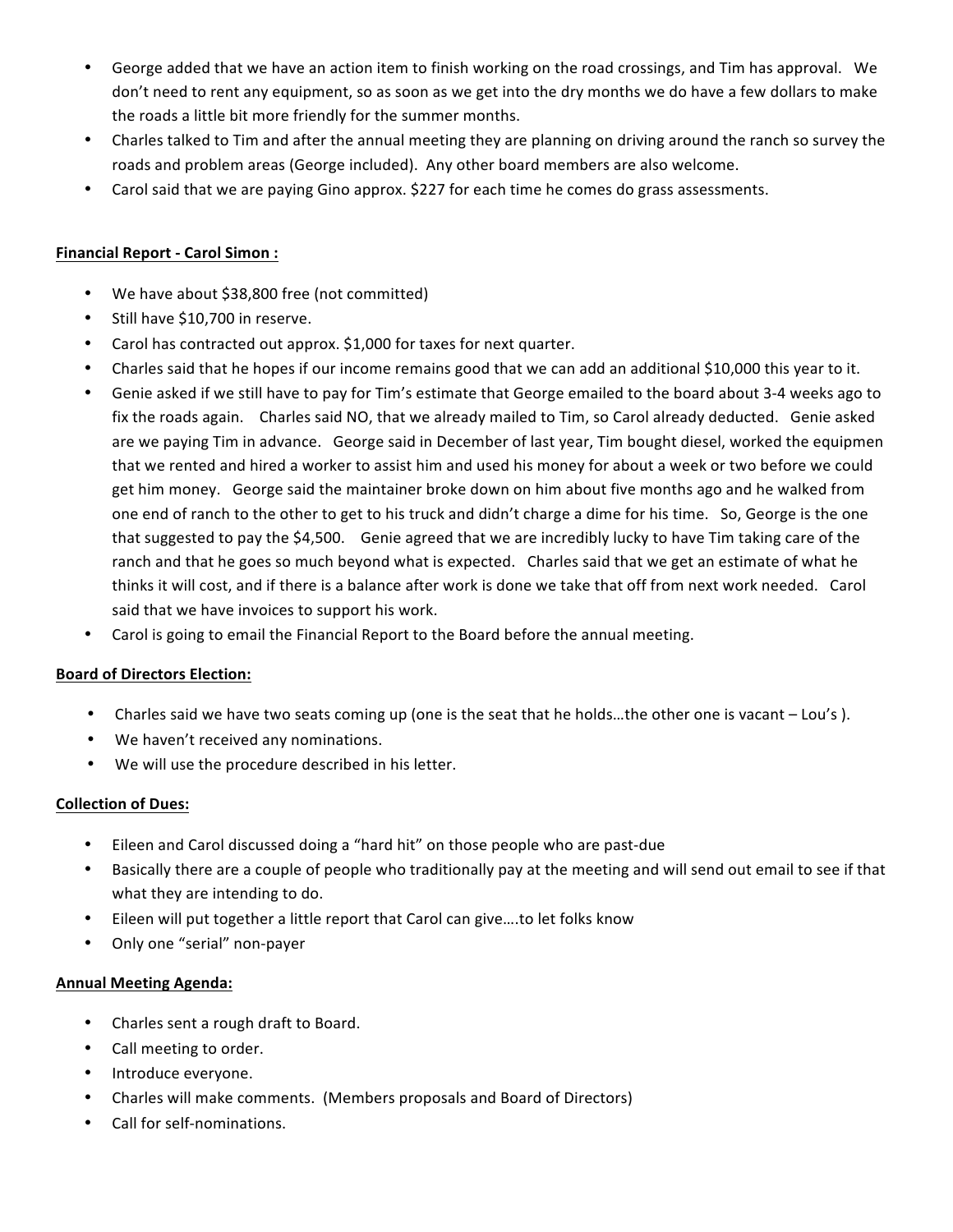- George added that we have an action item to finish working on the road crossings, and Tim has approval. We don't need to rent any equipment, so as soon as we get into the dry months we do have a few dollars to make the roads a little bit more friendly for the summer months.
- Charles talked to Tim and after the annual meeting they are planning on driving around the ranch so survey the roads and problem areas (George included). Any other board members are also welcome.
- Carol said that we are paying Gino approx. $227 for each time he comes do grass assessments.

**Financial Report - Carol Simon :**

- We have about $38,800 free (not committed)
- Still have $10,700 in reserve.
- Carol has contracted out approx. $1,000 for taxes for next quarter.
- Charles said that he hopes if our income remains good that we can add an additional $10,000 this year to it.
- Genie asked if we still have to pay for Tim's estimate that George emailed to the board about 3-4 weeks ago to fix the roads again. Charles said NO, that we already mailed to Tim, so Carol already deducted. Genie asked are we paying Tim in advance. George said in December of last year, Tim bought diesel, worked the equipmen that we rented and hired a worker to assist him and used his money for about a week or two before we could get him money. George said the maintainer broke down on him about five months ago and he walked from one end of ranch to the other to get to his truck and didn't charge a dime for his time. So, George is the one that suggested to pay the $4,500. Genie agreed that we are incredibly lucky to have Tim taking care of the ranch and that he goes so much beyond what is expected. Charles said that we get an estimate of what he thinks it will cost, and if there is a balance after work is done we take that off from next work needed. Carol said that we have invoices to support his work.
- Carol is going to email the Financial Report to the Board before the annual meeting.

**Board of Directors Election:**

- Charles said we have two seats coming up (one is the seat that he holds…the other one is vacant – Lou's ).
- We haven't received any nominations.
- We will use the procedure described in his letter.

**Collection of Dues:**

- Eileen and Carol discussed doing a "hard hit" on those people who are past-due
- Basically there are a couple of people who traditionally pay at the meeting and will send out email to see if that what they are intending to do.
- Eileen will put together a little report that Carol can give….to let folks know
- Only one "serial" non-payer

**Annual Meeting Agenda:**

- Charles sent a rough draft to Board.
- Call meeting to order.
- Introduce everyone.
- Charles will make comments. (Members proposals and Board of Directors)
- Call for self-nominations.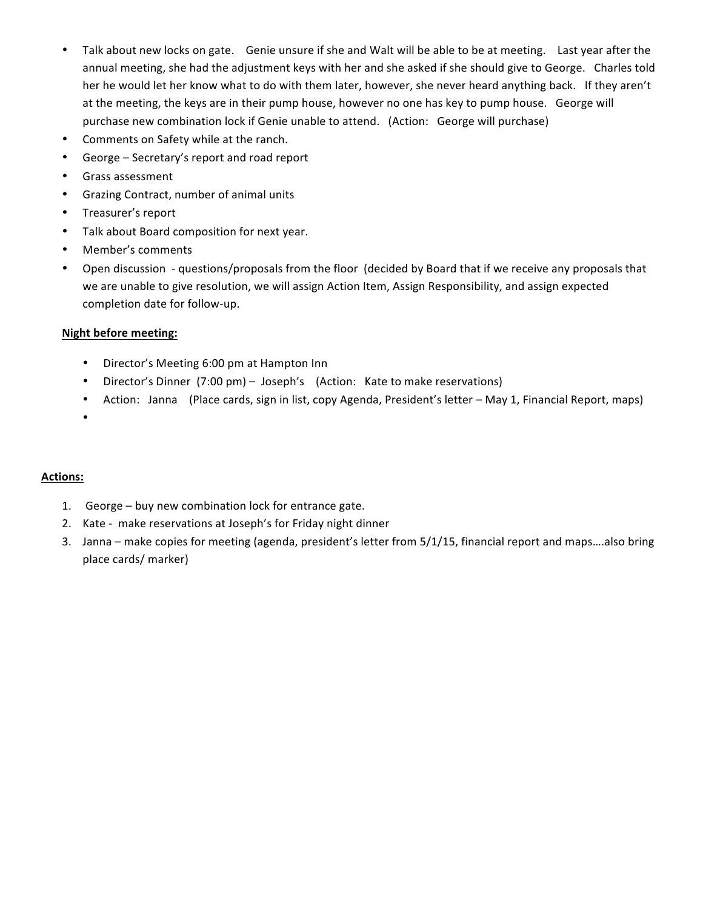- Talk about new locks on gate. Genie unsure if she and Walt will be able to be at meeting. Last year after the annual meeting, she had the adjustment keys with her and she asked if she should give to George. Charles told her he would let her know what to do with them later, however, she never heard anything back. If they aren't at the meeting, the keys are in their pump house, however no one has key to pump house. George will purchase new combination lock if Genie unable to attend. (Action: George will purchase)
- Comments on Safety while at the ranch.
- George – Secretary's report and road report
- Grass assessment
- Grazing Contract, number of animal units
- Treasurer's report
- Talk about Board composition for next year.
- Member's comments
- Open discussion - questions/proposals from the floor (decided by Board that if we receive any proposals that we are unable to give resolution, we will assign Action Item, Assign Responsibility, and assign expected completion date for follow-up.

**Night before meeting:**

- Director's Meeting 6:00 pm at Hampton Inn
- Director's Dinner (7:00 pm) – Joseph's (Action: Kate to make reservations)
- Action: Janna (Place cards, sign in list, copy Agenda, President's letter – May 1, Financial Report, maps)

**Actions:**

1. George – buy new combination lock for entrance gate.
2. Kate - make reservations at Joseph's for Friday night dinner
3. Janna – make copies for meeting (agenda, president's letter from 5/1/15, financial report and maps….also bring place cards/ marker)